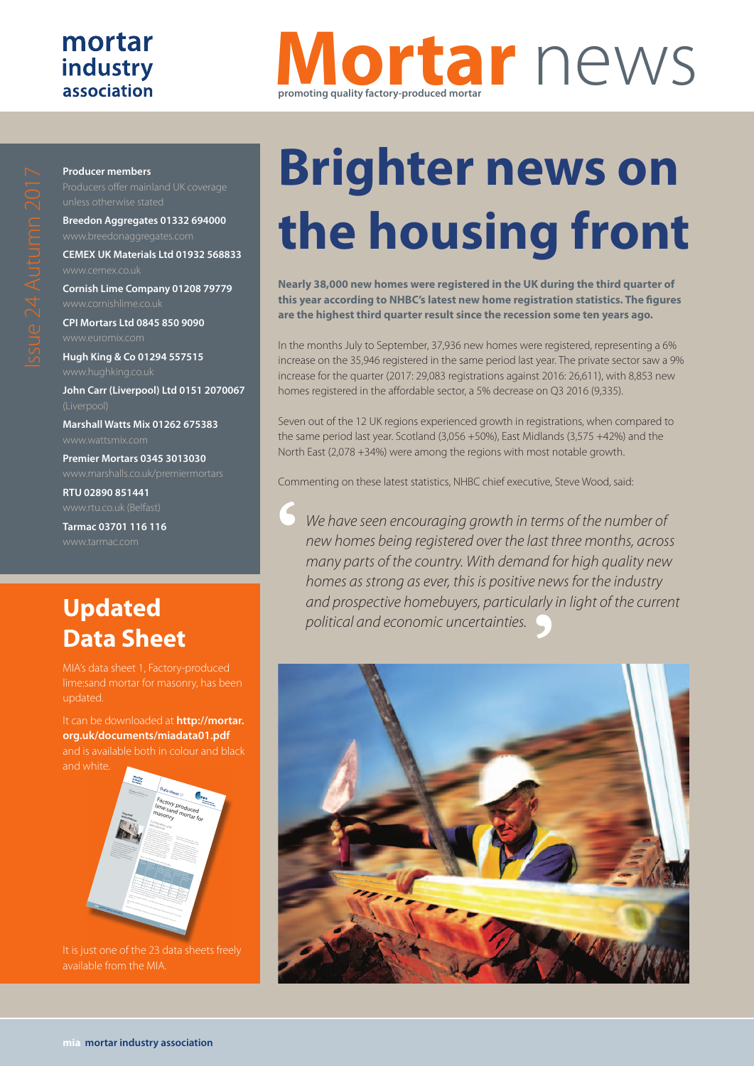# mortar industry association

# Mortar news

promoting quality factory-produced mortar

Issue 24 Autumn 2017

**Producer members**

Producers offer mainland UK coverage unless otherwise stated

**Breedon Aggregates 01332 694000**
www.breedonaggregates.com

**CEMEX UK Materials Ltd 01932 568833**
www.cemex.co.uk

**Cornish Lime Company 01208 79779**
www.cornishlime.co.uk

**CPI Mortars Ltd 0845 850 9090**
www.euromix.com

**Hugh King & Co 01294 557515**
www.hughking.co.uk

**John Carr (Liverpool) Ltd 0151 2070067**
(Liverpool)

**Marshall Watts Mix 01262 675383**
www.wattsmix.com

**Premier Mortars 0345 3013030**
www.marshalls.co.uk/premiermortars

**RTU 02890 851441**
www.rtu.co.uk (Belfast)

**Tarmac 03701 116 116**
www.tarmac.com

## Updated Data Sheet

MIA's data sheet 1, Factory-produced lime:sand mortar for masonry, has been updated.

It can be downloaded at **http://mortar.org.uk/documents/miadata01.pdf** and is available both in colour and black and white.

It is just one of the 23 data sheets freely available from the MIA.

# Brighter news on the housing front

**Nearly 38,000 new homes were registered in the UK during the third quarter of this year according to NHBC's latest new home registration statistics. The figures are the highest third quarter result since the recession some ten years ago.**

In the months July to September, 37,936 new homes were registered, representing a 6% increase on the 35,946 registered in the same period last year. The private sector saw a 9% increase for the quarter (2017: 29,083 registrations against 2016: 26,611), with 8,853 new homes registered in the affordable sector, a 5% decrease on Q3 2016 (9,335).

Seven out of the 12 UK regions experienced growth in registrations, when compared to the same period last year. Scotland (3,056 +50%), East Midlands (3,575 +42%) and the North East (2,078 +34%) were among the regions with most notable growth.

Commenting on these latest statistics, NHBC chief executive, Steve Wood, said:

> *We have seen encouraging growth in terms of the number of new homes being registered over the last three months, across many parts of the country. With demand for high quality new homes as strong as ever, this is positive news for the industry and prospective homebuyers, particularly in light of the current political and economic uncertainties.*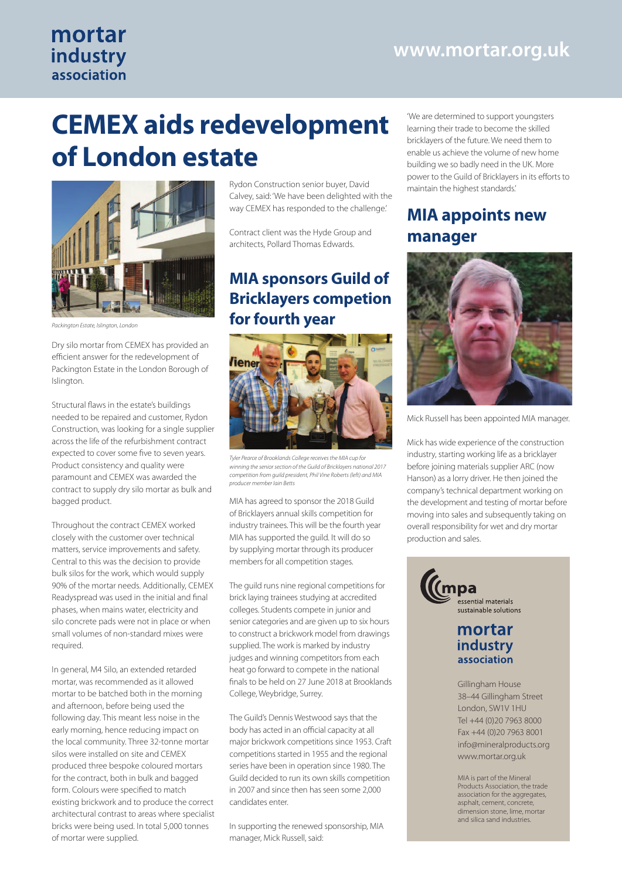# CEMEX aids redevelopment of London estate

*Packington Estate, Islington, London*

Dry silo mortar from CEMEX has provided an efficient answer for the redevelopment of Packington Estate in the London Borough of Islington.

Structural flaws in the estate's buildings needed to be repaired and customer, Rydon Construction, was looking for a single supplier across the life of the refurbishment contract expected to cover some five to seven years. Product consistency and quality were paramount and CEMEX was awarded the contract to supply dry silo mortar as bulk and bagged product.

Throughout the contract CEMEX worked closely with the customer over technical matters, service improvements and safety. Central to this was the decision to provide bulk silos for the work, which would supply 90% of the mortar needs. Additionally, CEMEX Readyspread was used in the initial and final phases, when mains water, electricity and silo concrete pads were not in place or when small volumes of non-standard mixes were required.

In general, M4 Silo, an extended retarded mortar, was recommended as it allowed mortar to be batched both in the morning and afternoon, before being used the following day. This meant less noise in the early morning, hence reducing impact on the local community. Three 32-tonne mortar silos were installed on site and CEMEX produced three bespoke coloured mortars for the contract, both in bulk and bagged form. Colours were specified to match existing brickwork and to produce the correct architectural contrast to areas where specialist bricks were being used. In total 5,000 tonnes of mortar were supplied.

Rydon Construction senior buyer, David Calvey, said: 'We have been delighted with the way CEMEX has responded to the challenge.'

Contract client was the Hyde Group and architects, Pollard Thomas Edwards.

## MIA sponsors Guild of Bricklayers competion for fourth year

*Tyler Pearce of Brooklands College receives the MIA cup for winning the senior section of the Guild of Bricklayers national 2017 competition from guild president, Phil Vine Roberts (left) and MIA producer member Iain Betts*

MIA has agreed to sponsor the 2018 Guild of Bricklayers annual skills competition for industry trainees. This will be the fourth year MIA has supported the guild. It will do so by supplying mortar through its producer members for all competition stages.

The guild runs nine regional competitions for brick laying trainees studying at accredited colleges. Students compete in junior and senior categories and are given up to six hours to construct a brickwork model from drawings supplied. The work is marked by industry judges and winning competitors from each heat go forward to compete in the national finals to be held on 27 June 2018 at Brooklands College, Weybridge, Surrey.

The Guild's Dennis Westwood says that the body has acted in an official capacity at all major brickwork competitions since 1953. Craft competitions started in 1955 and the regional series have been in operation since 1980. The Guild decided to run its own skills competition in 2007 and since then has seen some 2,000 candidates enter.

In supporting the renewed sponsorship, MIA manager, Mick Russell, said:

'We are determined to support youngsters learning their trade to become the skilled bricklayers of the future. We need them to enable us achieve the volume of new home building we so badly need in the UK. More power to the Guild of Bricklayers in its efforts to maintain the highest standards.'

## MIA appoints new manager

Mick Russell has been appointed MIA manager.

Mick has wide experience of the construction industry, starting working life as a bricklayer before joining materials supplier ARC (now Hanson) as a lorry driver. He then joined the company's technical department working on the development and testing of mortar before moving into sales and subsequently taking on overall responsibility for wet and dry mortar production and sales.

mpa
essential materials
sustainable solutions

**mortar industry association**

Gillingham House
38–44 Gillingham Street
London, SW1V 1HU
Tel +44 (0)20 7963 8000
Fax +44 (0)20 7963 8001
info@mineralproducts.org
www.mortar.org.uk

MIA is part of the Mineral Products Association, the trade association for the aggregates, asphalt, cement, concrete, dimension stone, lime, mortar and silica sand industries.